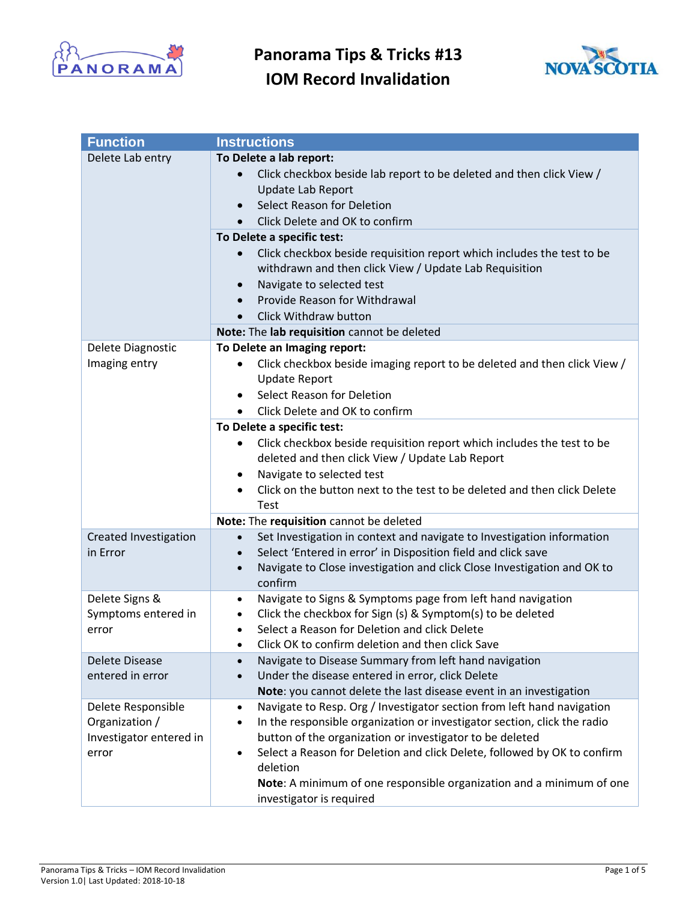# Panorama Tips & Tricks #13
# IOM Record Invalidation

| Function | Instructions |
|---|---|
| Delete Lab entry | **To Delete a lab report:**<br>• Click checkbox beside lab report to be deleted and then click View / Update Lab Report<br>• Select Reason for Deletion<br>• Click Delete and OK to confirm |
| | **To Delete a specific test:**<br>• Click checkbox beside requisition report which includes the test to be withdrawn and then click View / Update Lab Requisition<br>• Navigate to selected test<br>• Provide Reason for Withdrawal<br>• Click Withdraw button |
| | **Note:** The **lab requisition** cannot be deleted |
| Delete Diagnostic Imaging entry | **To Delete an Imaging report:**<br>• Click checkbox beside imaging report to be deleted and then click View / Update Report<br>• Select Reason for Deletion<br>• Click Delete and OK to confirm |
| | **To Delete a specific test:**<br>• Click checkbox beside requisition report which includes the test to be deleted and then click View / Update Lab Report<br>• Navigate to selected test<br>• Click on the button next to the test to be deleted and then click Delete Test |
| | **Note:** The **requisition** cannot be deleted |
| Created Investigation in Error | • Set Investigation in context and navigate to Investigation information<br>• Select 'Entered in error' in Disposition field and click save<br>• Navigate to Close investigation and click Close Investigation and OK to confirm |
| Delete Signs & Symptoms entered in error | • Navigate to Signs & Symptoms page from left hand navigation<br>• Click the checkbox for Sign (s) & Symptom(s) to be deleted<br>• Select a Reason for Deletion and click Delete<br>• Click OK to confirm deletion and then click Save |
| Delete Disease entered in error | • Navigate to Disease Summary from left hand navigation<br>• Under the disease entered in error, click Delete<br>**Note**: you cannot delete the last disease event in an investigation |
| Delete Responsible Organization / Investigator entered in error | • Navigate to Resp. Org / Investigator section from left hand navigation<br>• In the responsible organization or investigator section, click the radio button of the organization or investigator to be deleted<br>• Select a Reason for Deletion and click Delete, followed by OK to confirm deletion<br>**Note**: A minimum of one responsible organization and a minimum of one investigator is required |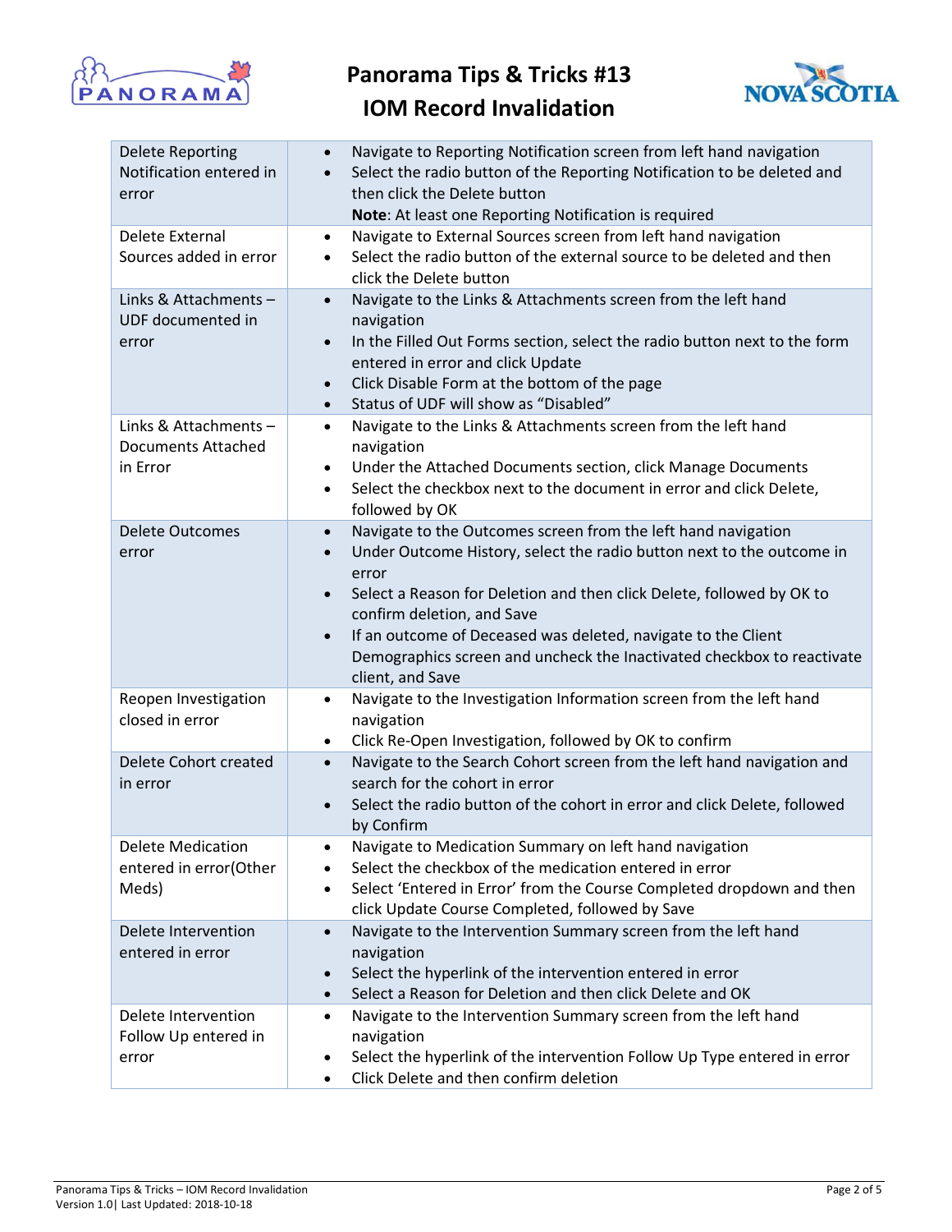| | |
|---|---|
| Delete Reporting Notification entered in error | • Navigate to Reporting Notification screen from left hand navigation<br>• Select the radio button of the Reporting Notification to be deleted and then click the Delete button<br>**Note**: At least one Reporting Notification is required |
| Delete External Sources added in error | • Navigate to External Sources screen from left hand navigation<br>• Select the radio button of the external source to be deleted and then click the Delete button |
| Links & Attachments – UDF documented in error | • Navigate to the Links & Attachments screen from the left hand navigation<br>• In the Filled Out Forms section, select the radio button next to the form entered in error and click Update<br>• Click Disable Form at the bottom of the page<br>• Status of UDF will show as "Disabled" |
| Links & Attachments – Documents Attached in Error | • Navigate to the Links & Attachments screen from the left hand navigation<br>• Under the Attached Documents section, click Manage Documents<br>• Select the checkbox next to the document in error and click Delete, followed by OK |
| Delete Outcomes error | • Navigate to the Outcomes screen from the left hand navigation<br>• Under Outcome History, select the radio button next to the outcome in error<br>• Select a Reason for Deletion and then click Delete, followed by OK to confirm deletion, and Save<br>• If an outcome of Deceased was deleted, navigate to the Client Demographics screen and uncheck the Inactivated checkbox to reactivate client, and Save |
| Reopen Investigation closed in error | • Navigate to the Investigation Information screen from the left hand navigation<br>• Click Re-Open Investigation, followed by OK to confirm |
| Delete Cohort created in error | • Navigate to the Search Cohort screen from the left hand navigation and search for the cohort in error<br>• Select the radio button of the cohort in error and click Delete, followed by Confirm |
| Delete Medication entered in error(Other Meds) | • Navigate to Medication Summary on left hand navigation<br>• Select the checkbox of the medication entered in error<br>• Select 'Entered in Error' from the Course Completed dropdown and then click Update Course Completed, followed by Save |
| Delete Intervention entered in error | • Navigate to the Intervention Summary screen from the left hand navigation<br>• Select the hyperlink of the intervention entered in error<br>• Select a Reason for Deletion and then click Delete and OK |
| Delete Intervention Follow Up entered in error | • Navigate to the Intervention Summary screen from the left hand navigation<br>• Select the hyperlink of the intervention Follow Up Type entered in error<br>• Click Delete and then confirm deletion |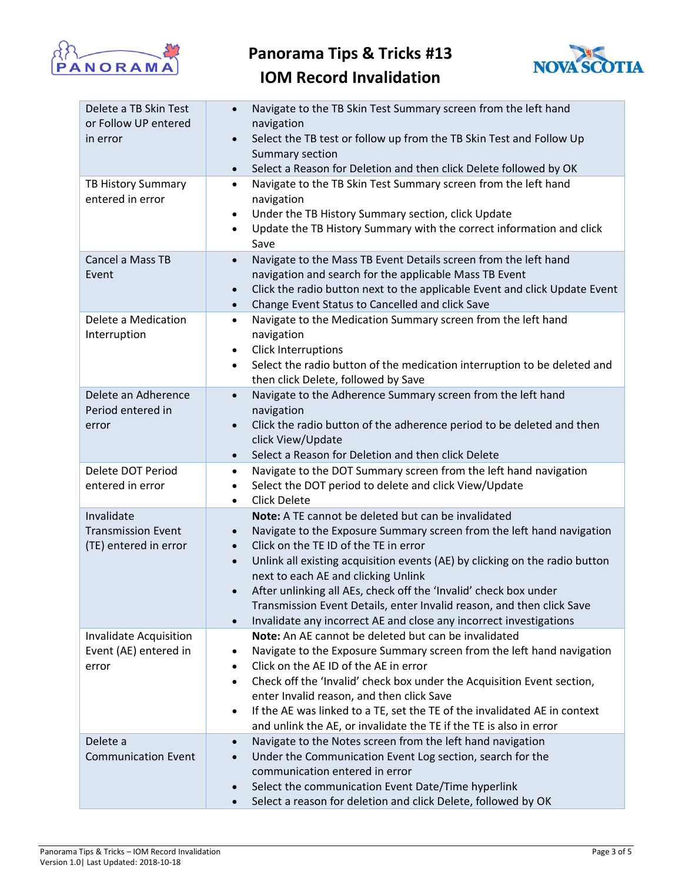| | |
|---|---|
| Delete a TB Skin Test or Follow UP entered in error | • Navigate to the TB Skin Test Summary screen from the left hand navigation<br>• Select the TB test or follow up from the TB Skin Test and Follow Up Summary section<br>• Select a Reason for Deletion and then click Delete followed by OK |
| TB History Summary entered in error | • Navigate to the TB Skin Test Summary screen from the left hand navigation<br>• Under the TB History Summary section, click Update<br>• Update the TB History Summary with the correct information and click Save |
| Cancel a Mass TB Event | • Navigate to the Mass TB Event Details screen from the left hand navigation and search for the applicable Mass TB Event<br>• Click the radio button next to the applicable Event and click Update Event<br>• Change Event Status to Cancelled and click Save |
| Delete a Medication Interruption | • Navigate to the Medication Summary screen from the left hand navigation<br>• Click Interruptions<br>• Select the radio button of the medication interruption to be deleted and then click Delete, followed by Save |
| Delete an Adherence Period entered in error | • Navigate to the Adherence Summary screen from the left hand navigation<br>• Click the radio button of the adherence period to be deleted and then click View/Update<br>• Select a Reason for Deletion and then click Delete |
| Delete DOT Period entered in error | • Navigate to the DOT Summary screen from the left hand navigation<br>• Select the DOT period to delete and click View/Update<br>• Click Delete |
| Invalidate Transmission Event (TE) entered in error | **Note:** A TE cannot be deleted but can be invalidated<br>• Navigate to the Exposure Summary screen from the left hand navigation<br>• Click on the TE ID of the TE in error<br>• Unlink all existing acquisition events (AE) by clicking on the radio button next to each AE and clicking Unlink<br>• After unlinking all AEs, check off the 'Invalid' check box under Transmission Event Details, enter Invalid reason, and then click Save<br>• Invalidate any incorrect AE and close any incorrect investigations |
| Invalidate Acquisition Event (AE) entered in error | **Note:** An AE cannot be deleted but can be invalidated<br>• Navigate to the Exposure Summary screen from the left hand navigation<br>• Click on the AE ID of the AE in error<br>• Check off the 'Invalid' check box under the Acquisition Event section, enter Invalid reason, and then click Save<br>• If the AE was linked to a TE, set the TE of the invalidated AE in context and unlink the AE, or invalidate the TE if the TE is also in error |
| Delete a Communication Event | • Navigate to the Notes screen from the left hand navigation<br>• Under the Communication Event Log section, search for the communication entered in error<br>• Select the communication Event Date/Time hyperlink<br>• Select a reason for deletion and click Delete, followed by OK |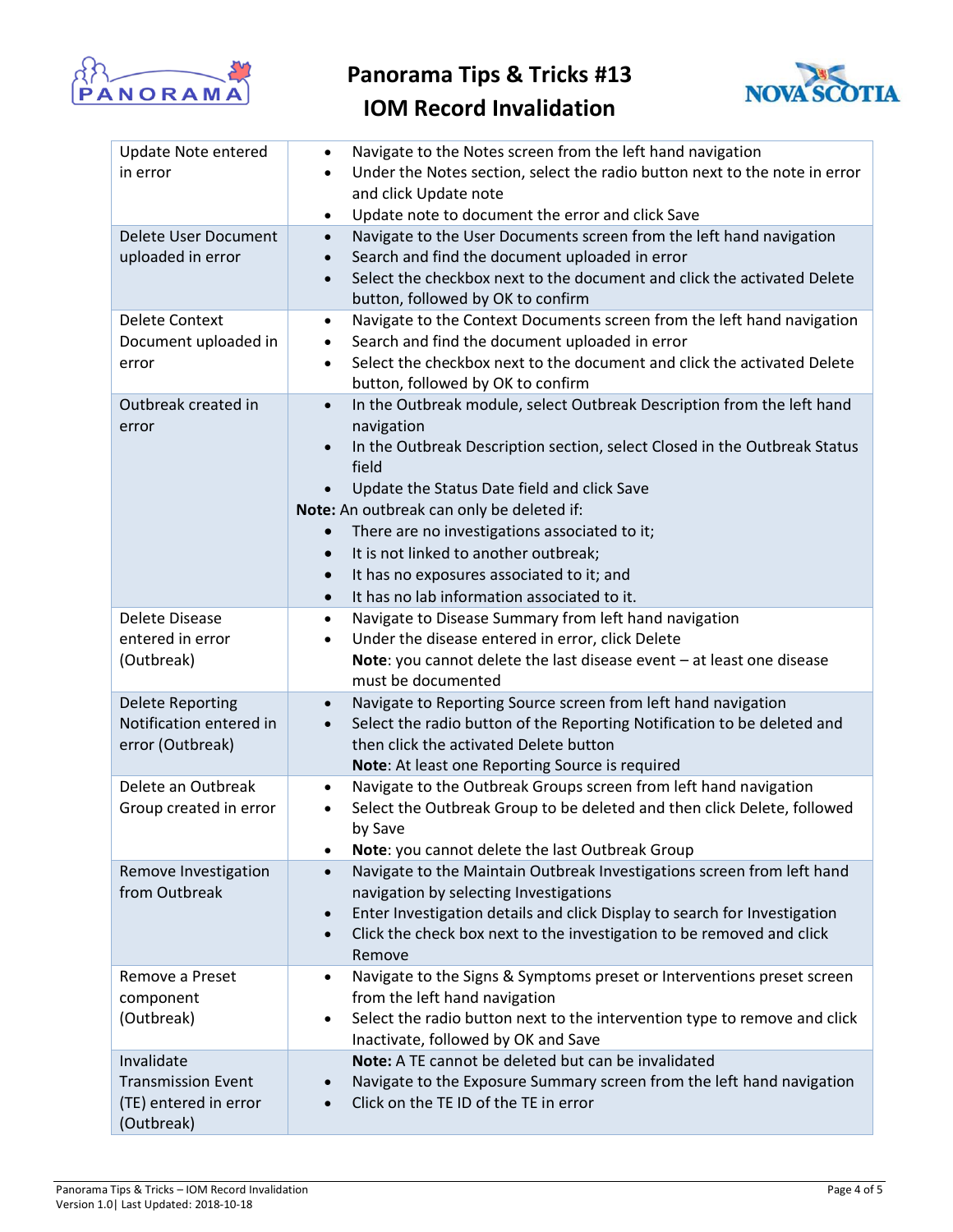| | |
|---|---|
| Update Note entered in error | • Navigate to the Notes screen from the left hand navigation<br>• Under the Notes section, select the radio button next to the note in error and click Update note<br>• Update note to document the error and click Save |
| Delete User Document uploaded in error | • Navigate to the User Documents screen from the left hand navigation<br>• Search and find the document uploaded in error<br>• Select the checkbox next to the document and click the activated Delete button, followed by OK to confirm |
| Delete Context Document uploaded in error | • Navigate to the Context Documents screen from the left hand navigation<br>• Search and find the document uploaded in error<br>• Select the checkbox next to the document and click the activated Delete button, followed by OK to confirm |
| Outbreak created in error | • In the Outbreak module, select Outbreak Description from the left hand navigation<br>• In the Outbreak Description section, select Closed in the Outbreak Status field<br>• Update the Status Date field and click Save<br>**Note:** An outbreak can only be deleted if:<br>• There are no investigations associated to it;<br>• It is not linked to another outbreak;<br>• It has no exposures associated to it; and<br>• It has no lab information associated to it. |
| Delete Disease entered in error (Outbreak) | • Navigate to Disease Summary from left hand navigation<br>• Under the disease entered in error, click Delete<br>**Note**: you cannot delete the last disease event – at least one disease must be documented |
| Delete Reporting Notification entered in error (Outbreak) | • Navigate to Reporting Source screen from left hand navigation<br>• Select the radio button of the Reporting Notification to be deleted and then click the activated Delete button<br>**Note**: At least one Reporting Source is required |
| Delete an Outbreak Group created in error | • Navigate to the Outbreak Groups screen from left hand navigation<br>• Select the Outbreak Group to be deleted and then click Delete, followed by Save<br>• **Note**: you cannot delete the last Outbreak Group |
| Remove Investigation from Outbreak | • Navigate to the Maintain Outbreak Investigations screen from left hand navigation by selecting Investigations<br>• Enter Investigation details and click Display to search for Investigation<br>• Click the check box next to the investigation to be removed and click Remove |
| Remove a Preset component (Outbreak) | • Navigate to the Signs & Symptoms preset or Interventions preset screen from the left hand navigation<br>• Select the radio button next to the intervention type to remove and click Inactivate, followed by OK and Save |
| Invalidate Transmission Event (TE) entered in error (Outbreak) | **Note:** A TE cannot be deleted but can be invalidated<br>• Navigate to the Exposure Summary screen from the left hand navigation<br>• Click on the TE ID of the TE in error |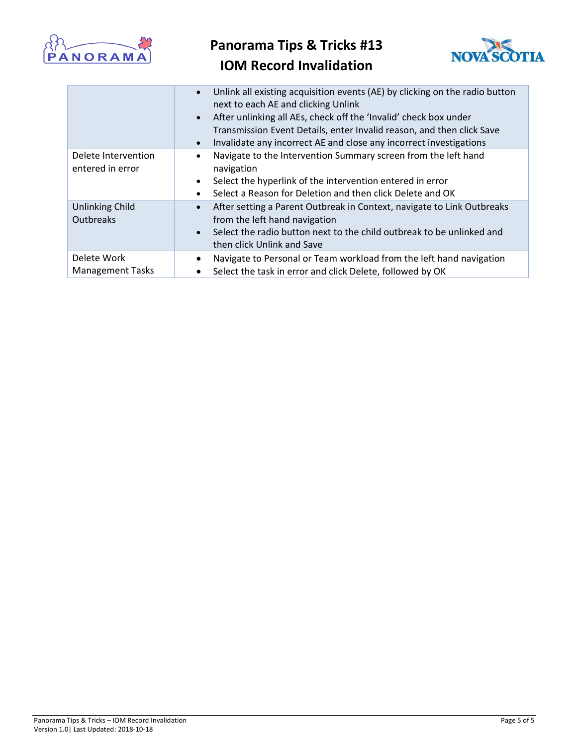| | |
|---|---|
| | • Unlink all existing acquisition events (AE) by clicking on the radio button next to each AE and clicking Unlink<br>• After unlinking all AEs, check off the 'Invalid' check box under Transmission Event Details, enter Invalid reason, and then click Save<br>• Invalidate any incorrect AE and close any incorrect investigations |
| Delete Intervention entered in error | • Navigate to the Intervention Summary screen from the left hand navigation<br>• Select the hyperlink of the intervention entered in error<br>• Select a Reason for Deletion and then click Delete and OK |
| Unlinking Child Outbreaks | • After setting a Parent Outbreak in Context, navigate to Link Outbreaks from the left hand navigation<br>• Select the radio button next to the child outbreak to be unlinked and then click Unlink and Save |
| Delete Work Management Tasks | • Navigate to Personal or Team workload from the left hand navigation<br>• Select the task in error and click Delete, followed by OK |